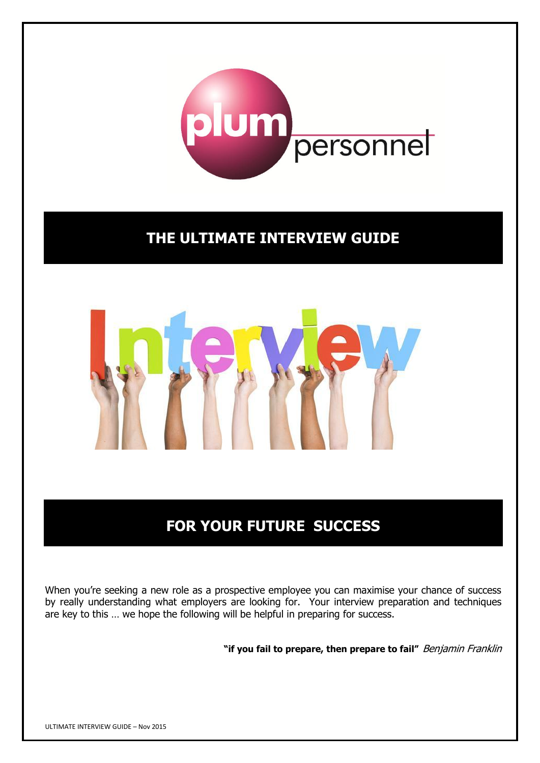# THE ULTIMATE INTERVIEW GUIDE

## FOR YOUR FUTURE SUCCESS

When you're seeking a new role as a prospective employee you can maximise your chance of success by really understanding what employers are looking for. Your interview preparation and techniques are key to this … we hope the following will be helpful in preparing for success.

**"if you fail to prepare, then prepare to fail"** *Benjamin Franklin*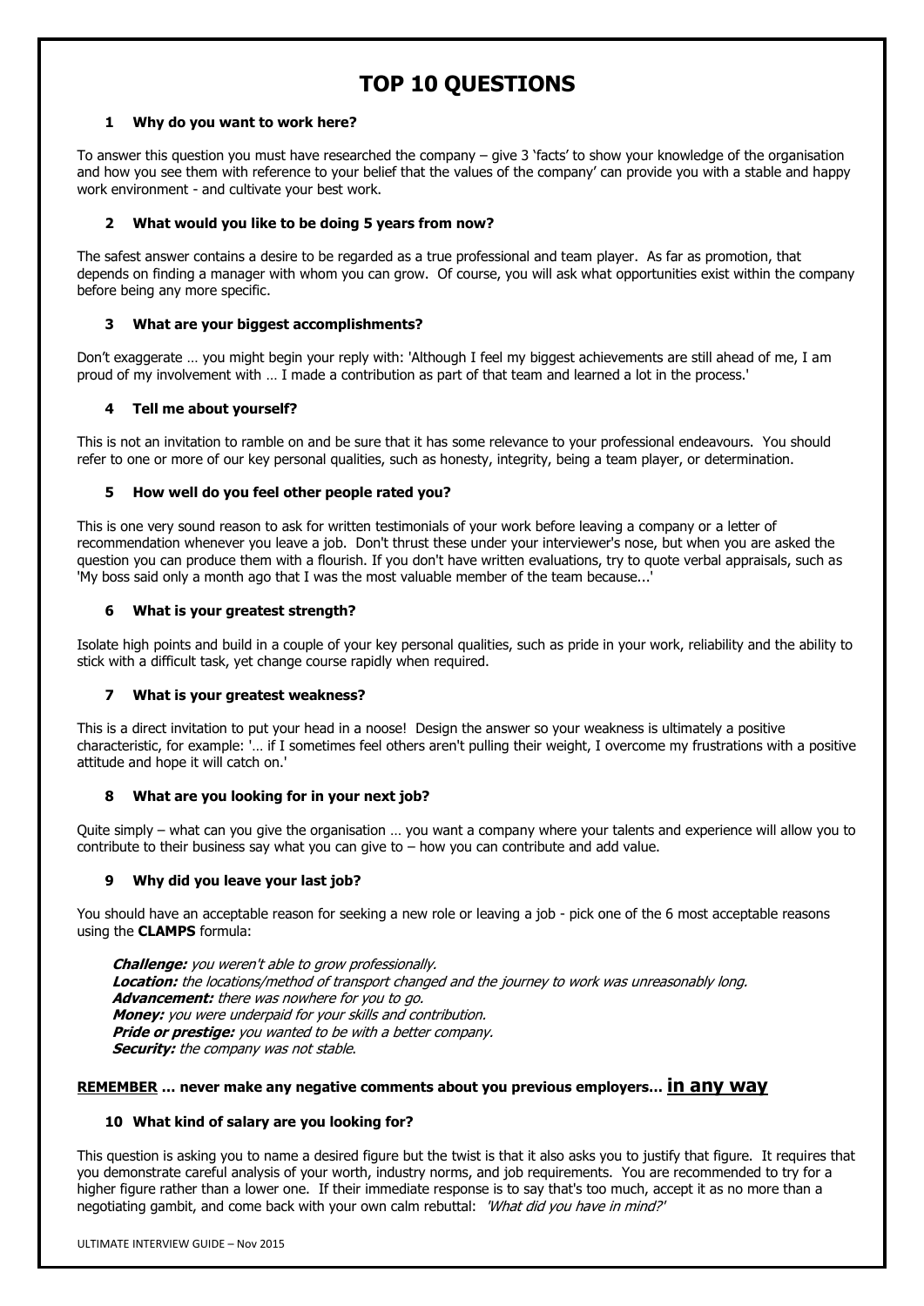# TOP 10 QUESTIONS

### 1 Why do you want to work here?

To answer this question you must have researched the company – give 3 'facts' to show your knowledge of the organisation and how you see them with reference to your belief that the values of the company' can provide you with a stable and happy work environment - and cultivate your best work.

### 2 What would you like to be doing 5 years from now?

The safest answer contains a desire to be regarded as a true professional and team player. As far as promotion, that depends on finding a manager with whom you can grow. Of course, you will ask what opportunities exist within the company before being any more specific.

### 3 What are your biggest accomplishments?

Don't exaggerate … you might begin your reply with: 'Although I feel my biggest achievements are still ahead of me, I am proud of my involvement with … I made a contribution as part of that team and learned a lot in the process.'

### 4 Tell me about yourself?

This is not an invitation to ramble on and be sure that it has some relevance to your professional endeavours. You should refer to one or more of our key personal qualities, such as honesty, integrity, being a team player, or determination.

### 5 How well do you feel other people rated you?

This is one very sound reason to ask for written testimonials of your work before leaving a company or a letter of recommendation whenever you leave a job. Don't thrust these under your interviewer's nose, but when you are asked the question you can produce them with a flourish. If you don't have written evaluations, try to quote verbal appraisals, such as 'My boss said only a month ago that I was the most valuable member of the team because...'

### 6 What is your greatest strength?

Isolate high points and build in a couple of your key personal qualities, such as pride in your work, reliability and the ability to stick with a difficult task, yet change course rapidly when required.

### 7 What is your greatest weakness?

This is a direct invitation to put your head in a noose! Design the answer so your weakness is ultimately a positive characteristic, for example: '… if I sometimes feel others aren't pulling their weight, I overcome my frustrations with a positive attitude and hope it will catch on.'

### 8 What are you looking for in your next job?

Quite simply – what can you give the organisation … you want a company where your talents and experience will allow you to contribute to their business say what you can give to – how you can contribute and add value.

### 9 Why did you leave your last job?

You should have an acceptable reason for seeking a new role or leaving a job - pick one of the 6 most acceptable reasons using the **CLAMPS** formula:

***Challenge:*** *you weren't able to grow professionally.*
***Location:*** *the locations/method of transport changed and the journey to work was unreasonably long.*
***Advancement:*** *there was nowhere for you to go.*
***Money:*** *you were underpaid for your skills and contribution.*
***Pride or prestige:*** *you wanted to be with a better company.*
***Security:*** *the company was not stable.*

**REMEMBER … never make any negative comments about you previous employers… in any way**

### 10 What kind of salary are you looking for?

This question is asking you to name a desired figure but the twist is that it also asks you to justify that figure. It requires that you demonstrate careful analysis of your worth, industry norms, and job requirements. You are recommended to try for a higher figure rather than a lower one. If their immediate response is to say that's too much, accept it as no more than a negotiating gambit, and come back with your own calm rebuttal: *'What did you have in mind?'*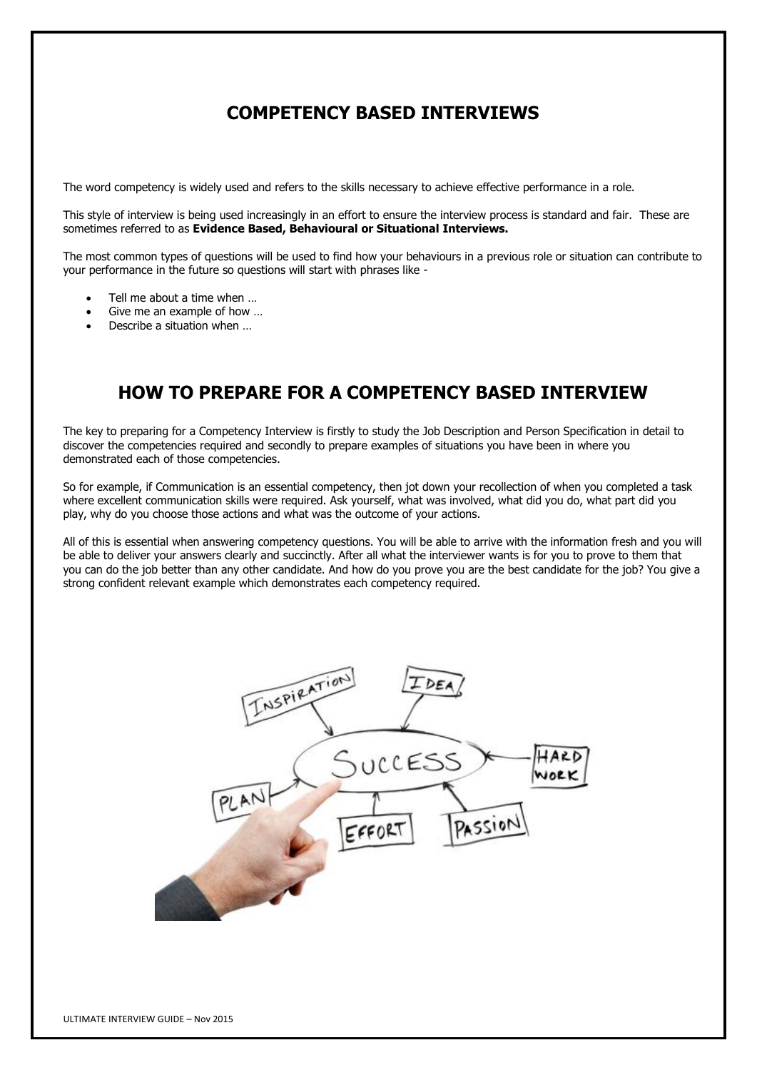## COMPETENCY BASED INTERVIEWS

The word competency is widely used and refers to the skills necessary to achieve effective performance in a role.

This style of interview is being used increasingly in an effort to ensure the interview process is standard and fair. These are sometimes referred to as **Evidence Based, Behavioural or Situational Interviews.**

The most common types of questions will be used to find how your behaviours in a previous role or situation can contribute to your performance in the future so questions will start with phrases like -

- Tell me about a time when …
- Give me an example of how …
- Describe a situation when …

## HOW TO PREPARE FOR A COMPETENCY BASED INTERVIEW

The key to preparing for a Competency Interview is firstly to study the Job Description and Person Specification in detail to discover the competencies required and secondly to prepare examples of situations you have been in where you demonstrated each of those competencies.

So for example, if Communication is an essential competency, then jot down your recollection of when you completed a task where excellent communication skills were required. Ask yourself, what was involved, what did you do, what part did you play, why do you choose those actions and what was the outcome of your actions.

All of this is essential when answering competency questions. You will be able to arrive with the information fresh and you will be able to deliver your answers clearly and succinctly. After all what the interviewer wants is for you to prove to them that you can do the job better than any other candidate. And how do you prove you are the best candidate for the job? You give a strong confident relevant example which demonstrates each competency required.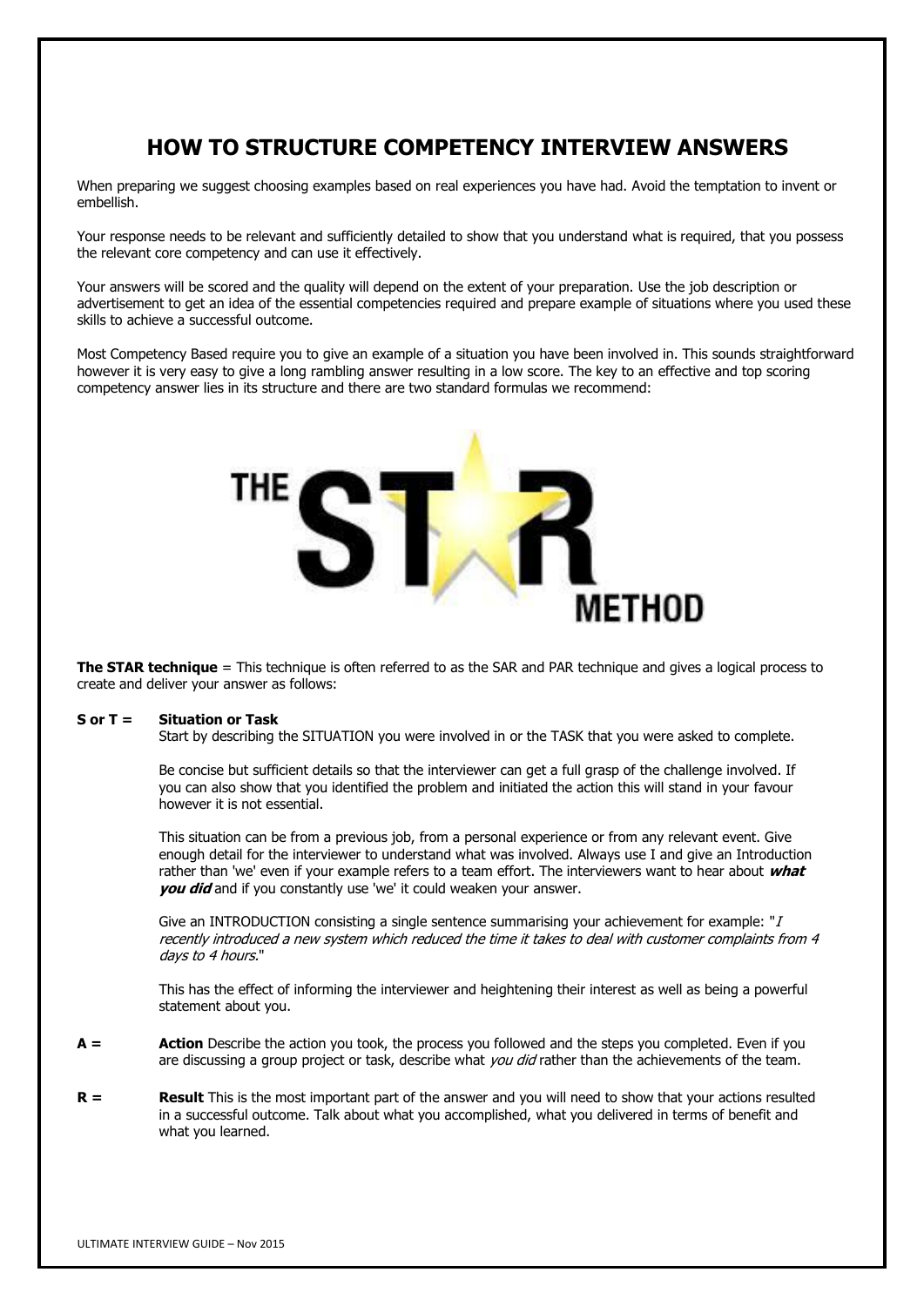# HOW TO STRUCTURE COMPETENCY INTERVIEW ANSWERS

When preparing we suggest choosing examples based on real experiences you have had. Avoid the temptation to invent or embellish.

Your response needs to be relevant and sufficiently detailed to show that you understand what is required, that you possess the relevant core competency and can use it effectively.

Your answers will be scored and the quality will depend on the extent of your preparation. Use the job description or advertisement to get an idea of the essential competencies required and prepare example of situations where you used these skills to achieve a successful outcome.

Most Competency Based require you to give an example of a situation you have been involved in. This sounds straightforward however it is very easy to give a long rambling answer resulting in a low score. The key to an effective and top scoring competency answer lies in its structure and there are two standard formulas we recommend:

THE STAR METHOD

**The STAR technique** = This technique is often referred to as the SAR and PAR technique and gives a logical process to create and deliver your answer as follows:

**S or T =** **Situation or Task**
Start by describing the SITUATION you were involved in or the TASK that you were asked to complete.

Be concise but sufficient details so that the interviewer can get a full grasp of the challenge involved. If you can also show that you identified the problem and initiated the action this will stand in your favour however it is not essential.

This situation can be from a previous job, from a personal experience or from any relevant event. Give enough detail for the interviewer to understand what was involved. Always use I and give an Introduction rather than 'we' even if your example refers to a team effort. The interviewers want to hear about ***what you did*** and if you constantly use 'we' it could weaken your answer.

Give an INTRODUCTION consisting a single sentence summarising your achievement for example: "*I recently introduced a new system which reduced the time it takes to deal with customer complaints from 4 days to 4 hours.*"

This has the effect of informing the interviewer and heightening their interest as well as being a powerful statement about you.

**A =** **Action** Describe the action you took, the process you followed and the steps you completed. Even if you are discussing a group project or task, describe what *you did* rather than the achievements of the team.

**R =** **Result** This is the most important part of the answer and you will need to show that your actions resulted in a successful outcome. Talk about what you accomplished, what you delivered in terms of benefit and what you learned.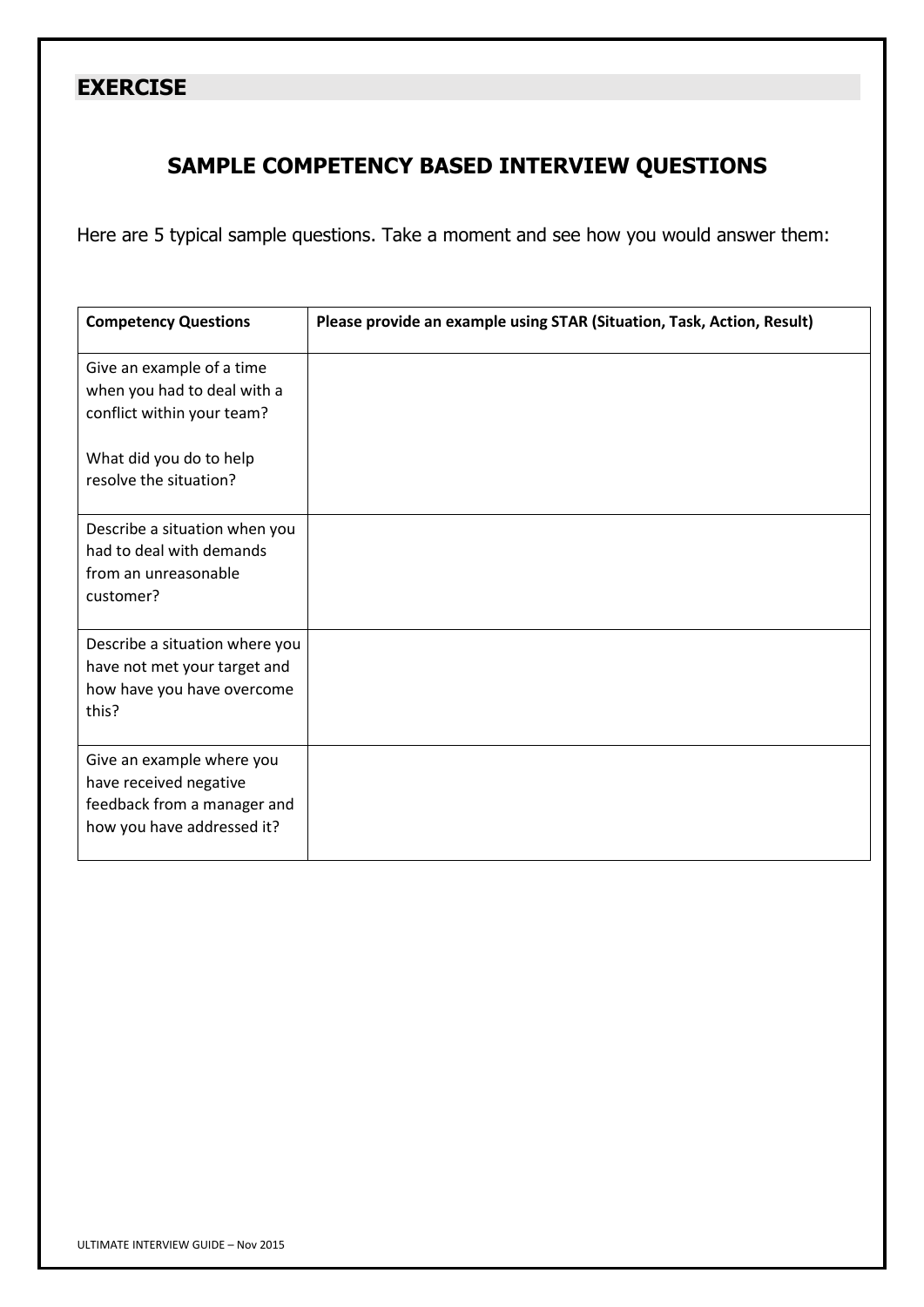## EXERCISE

# SAMPLE COMPETENCY BASED INTERVIEW QUESTIONS

Here are 5 typical sample questions. Take a moment and see how you would answer them:

| Competency Questions | Please provide an example using STAR (Situation, Task, Action, Result) |
|---|---|
| Give an example of a time when you had to deal with a conflict within your team?<br><br>What did you do to help resolve the situation? | |
| Describe a situation when you had to deal with demands from an unreasonable customer? | |
| Describe a situation where you have not met your target and how have you have overcome this? | |
| Give an example where you have received negative feedback from a manager and how you have addressed it? | |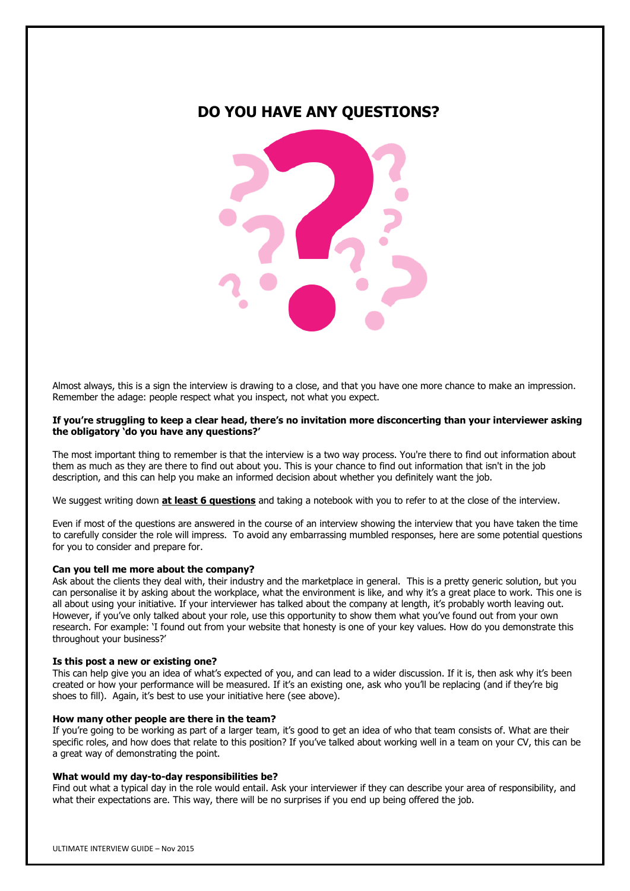# DO YOU HAVE ANY QUESTIONS?

Almost always, this is a sign the interview is drawing to a close, and that you have one more chance to make an impression. Remember the adage: people respect what you inspect, not what you expect.

**If you're struggling to keep a clear head, there's no invitation more disconcerting than your interviewer asking the obligatory 'do you have any questions?'**

The most important thing to remember is that the interview is a two way process. You're there to find out information about them as much as they are there to find out about you. This is your chance to find out information that isn't in the job description, and this can help you make an informed decision about whether you definitely want the job.

We suggest writing down **at least 6 questions** and taking a notebook with you to refer to at the close of the interview.

Even if most of the questions are answered in the course of an interview showing the interview that you have taken the time to carefully consider the role will impress. To avoid any embarrassing mumbled responses, here are some potential questions for you to consider and prepare for.

**Can you tell me more about the company?**
Ask about the clients they deal with, their industry and the marketplace in general. This is a pretty generic solution, but you can personalise it by asking about the workplace, what the environment is like, and why it's a great place to work. This one is all about using your initiative. If your interviewer has talked about the company at length, it's probably worth leaving out. However, if you've only talked about your role, use this opportunity to show them what you've found out from your own research. For example: 'I found out from your website that honesty is one of your key values. How do you demonstrate this throughout your business?'

**Is this post a new or existing one?**
This can help give you an idea of what's expected of you, and can lead to a wider discussion. If it is, then ask why it's been created or how your performance will be measured. If it's an existing one, ask who you'll be replacing (and if they're big shoes to fill). Again, it's best to use your initiative here (see above).

**How many other people are there in the team?**
If you're going to be working as part of a larger team, it's good to get an idea of who that team consists of. What are their specific roles, and how does that relate to this position? If you've talked about working well in a team on your CV, this can be a great way of demonstrating the point.

**What would my day-to-day responsibilities be?**
Find out what a typical day in the role would entail. Ask your interviewer if they can describe your area of responsibility, and what their expectations are. This way, there will be no surprises if you end up being offered the job.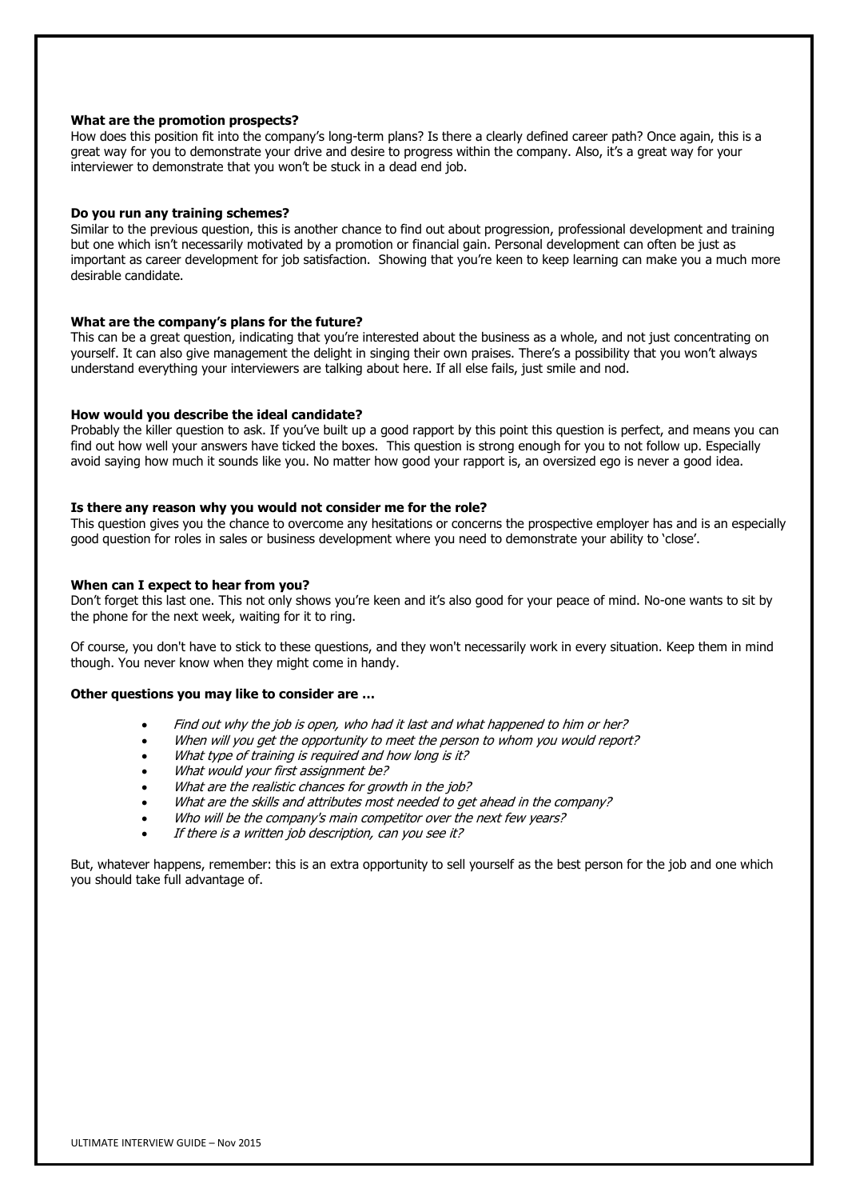**What are the promotion prospects?**

How does this position fit into the company's long-term plans? Is there a clearly defined career path? Once again, this is a great way for you to demonstrate your drive and desire to progress within the company. Also, it's a great way for your interviewer to demonstrate that you won't be stuck in a dead end job.

**Do you run any training schemes?**

Similar to the previous question, this is another chance to find out about progression, professional development and training but one which isn't necessarily motivated by a promotion or financial gain. Personal development can often be just as important as career development for job satisfaction. Showing that you're keen to keep learning can make you a much more desirable candidate.

**What are the company's plans for the future?**

This can be a great question, indicating that you're interested about the business as a whole, and not just concentrating on yourself. It can also give management the delight in singing their own praises. There's a possibility that you won't always understand everything your interviewers are talking about here. If all else fails, just smile and nod.

**How would you describe the ideal candidate?**

Probably the killer question to ask. If you've built up a good rapport by this point this question is perfect, and means you can find out how well your answers have ticked the boxes. This question is strong enough for you to not follow up. Especially avoid saying how much it sounds like you. No matter how good your rapport is, an oversized ego is never a good idea.

**Is there any reason why you would not consider me for the role?**

This question gives you the chance to overcome any hesitations or concerns the prospective employer has and is an especially good question for roles in sales or business development where you need to demonstrate your ability to 'close'.

**When can I expect to hear from you?**

Don't forget this last one. This not only shows you're keen and it's also good for your peace of mind. No-one wants to sit by the phone for the next week, waiting for it to ring.

Of course, you don't have to stick to these questions, and they won't necessarily work in every situation. Keep them in mind though. You never know when they might come in handy.

**Other questions you may like to consider are …**

- *Find out why the job is open, who had it last and what happened to him or her?*
- *When will you get the opportunity to meet the person to whom you would report?*
- *What type of training is required and how long is it?*
- *What would your first assignment be?*
- *What are the realistic chances for growth in the job?*
- *What are the skills and attributes most needed to get ahead in the company?*
- *Who will be the company's main competitor over the next few years?*
- *If there is a written job description, can you see it?*

But, whatever happens, remember: this is an extra opportunity to sell yourself as the best person for the job and one which you should take full advantage of.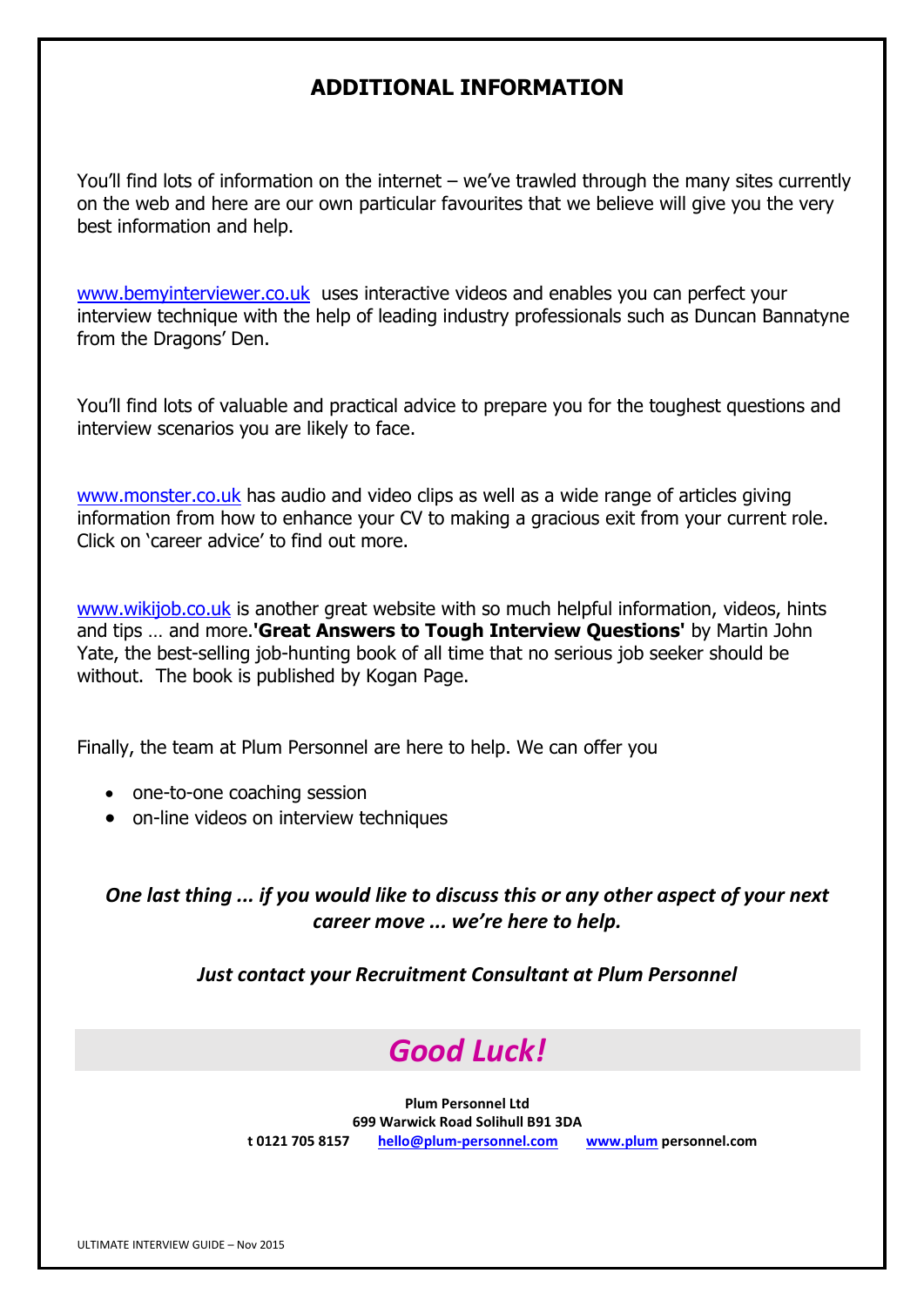# ADDITIONAL INFORMATION

You'll find lots of information on the internet – we've trawled through the many sites currently on the web and here are our own particular favourites that we believe will give you the very best information and help.

www.bemyinterviewer.co.uk uses interactive videos and enables you can perfect your interview technique with the help of leading industry professionals such as Duncan Bannatyne from the Dragons' Den.

You'll find lots of valuable and practical advice to prepare you for the toughest questions and interview scenarios you are likely to face.

www.monster.co.uk has audio and video clips as well as a wide range of articles giving information from how to enhance your CV to making a gracious exit from your current role. Click on 'career advice' to find out more.

www.wikijob.co.uk is another great website with so much helpful information, videos, hints and tips … and more.**'Great Answers to Tough Interview Questions'** by Martin John Yate, the best-selling job-hunting book of all time that no serious job seeker should be without. The book is published by Kogan Page.

Finally, the team at Plum Personnel are here to help. We can offer you

- one-to-one coaching session
- on-line videos on interview techniques

***One last thing ... if you would like to discuss this or any other aspect of your next career move ... we're here to help.***

***Just contact your Recruitment Consultant at Plum Personnel***

## *Good Luck!*

**Plum Personnel Ltd**
**699 Warwick Road Solihull B91 3DA**
**t 0121 705 8157** **hello@plum-personnel.com** **www.plum personnel.com**

ULTIMATE INTERVIEW GUIDE – Nov 2015